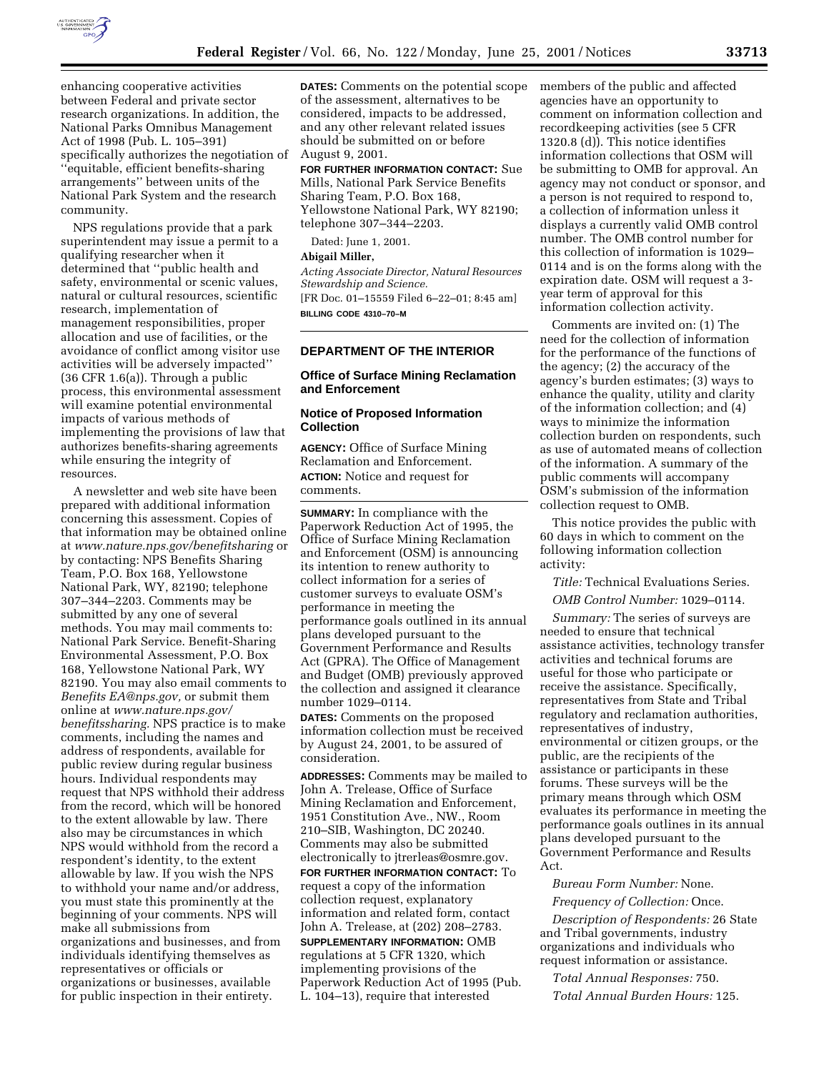enhancing cooperative activities between Federal and private sector research organizations. In addition, the National Parks Omnibus Management Act of 1998 (Pub. L. 105–391) specifically authorizes the negotiation of ''equitable, efficient benefits-sharing arrangements'' between units of the National Park System and the research community.

NPS regulations provide that a park superintendent may issue a permit to a qualifying researcher when it determined that ''public health and safety, environmental or scenic values, natural or cultural resources, scientific research, implementation of management responsibilities, proper allocation and use of facilities, or the avoidance of conflict among visitor use activities will be adversely impacted'' (36 CFR 1.6(a)). Through a public process, this environmental assessment will examine potential environmental impacts of various methods of implementing the provisions of law that authorizes benefits-sharing agreements while ensuring the integrity of resources.

A newsletter and web site have been prepared with additional information concerning this assessment. Copies of that information may be obtained online at *www.nature.nps.gov/benefitsharing* or by contacting: NPS Benefits Sharing Team, P.O. Box 168, Yellowstone National Park, WY, 82190; telephone 307–344–2203. Comments may be submitted by any one of several methods. You may mail comments to: National Park Service. Benefit-Sharing Environmental Assessment, P.O. Box 168, Yellowstone National Park, WY 82190. You may also email comments to *Benefits EA@nps.gov,* or submit them online at *www.nature.nps.gov/benefitssharing.* NPS practice is to make comments, including the names and address of respondents, available for public review during regular business hours. Individual respondents may request that NPS withhold their address from the record, which will be honored to the extent allowable by law. There also may be circumstances in which NPS would withhold from the record a respondent's identity, to the extent allowable by law. If you wish the NPS to withhold your name and/or address, you must state this prominently at the beginning of your comments. NPS will make all submissions from organizations and businesses, and from individuals identifying themselves as representatives or officials or organizations or businesses, available for public inspection in their entirety.

**DATES:** Comments on the potential scope of the assessment, alternatives to be considered, impacts to be addressed, and any other relevant related issues should be submitted on or before August 9, 2001.

**FOR FURTHER INFORMATION CONTACT:** Sue Mills, National Park Service Benefits Sharing Team, P.O. Box 168, Yellowstone National Park, WY 82190; telephone 307–344–2203.

Dated: June 1, 2001.

**Abigail Miller,**

*Acting Associate Director, Natural Resources Stewardship and Science.*

[FR Doc. 01–15559 Filed 6–22–01; 8:45 am]

**BILLING CODE 4310–70–M**

---

## DEPARTMENT OF THE INTERIOR

### Office of Surface Mining Reclamation and Enforcement

### Notice of Proposed Information Collection

**AGENCY:** Office of Surface Mining Reclamation and Enforcement.

**ACTION:** Notice and request for comments.

**SUMMARY:** In compliance with the Paperwork Reduction Act of 1995, the Office of Surface Mining Reclamation and Enforcement (OSM) is announcing its intention to renew authority to collect information for a series of customer surveys to evaluate OSM's performance in meeting the performance goals outlined in its annual plans developed pursuant to the Government Performance and Results Act (GPRA). The Office of Management and Budget (OMB) previously approved the collection and assigned it clearance number 1029–0114.

**DATES:** Comments on the proposed information collection must be received by August 24, 2001, to be assured of consideration.

**ADDRESSES:** Comments may be mailed to John A. Trelease, Office of Surface Mining Reclamation and Enforcement, 1951 Constitution Ave., NW., Room 210–SIB, Washington, DC 20240. Comments may also be submitted electronically to jtrerleas@osmre.gov.

**FOR FURTHER INFORMATION CONTACT:** To request a copy of the information collection request, explanatory information and related form, contact John A. Trelease, at (202) 208–2783.

**SUPPLEMENTARY INFORMATION:** OMB regulations at 5 CFR 1320, which implementing provisions of the Paperwork Reduction Act of 1995 (Pub. L. 104–13), require that interested members of the public and affected agencies have an opportunity to comment on information collection and recordkeeping activities (see 5 CFR 1320.8 (d)). This notice identifies information collections that OSM will be submitting to OMB for approval. An agency may not conduct or sponsor, and a person is not required to respond to, a collection of information unless it displays a currently valid OMB control number. The OMB control number for this collection of information is 1029–0114 and is on the forms along with the expiration date. OSM will request a 3-year term of approval for this information collection activity.

Comments are invited on: (1) The need for the collection of information for the performance of the functions of the agency; (2) the accuracy of the agency's burden estimates; (3) ways to enhance the quality, utility and clarity of the information collection; and (4) ways to minimize the information collection burden on respondents, such as use of automated means of collection of the information. A summary of the public comments will accompany OSM's submission of the information collection request to OMB.

This notice provides the public with 60 days in which to comment on the following information collection activity:

*Title:* Technical Evaluations Series.

*OMB Control Number:* 1029–0114.

*Summary:* The series of surveys are needed to ensure that technical assistance activities, technology transfer activities and technical forums are useful for those who participate or receive the assistance. Specifically, representatives from State and Tribal regulatory and reclamation authorities, representatives of industry, environmental or citizen groups, or the public, are the recipients of the assistance or participants in these forums. These surveys will be the primary means through which OSM evaluates its performance in meeting the performance goals outlines in its annual plans developed pursuant to the Government Performance and Results Act.

*Bureau Form Number:* None.

*Frequency of Collection:* Once.

*Description of Respondents:* 26 State and Tribal governments, industry organizations and individuals who request information or assistance.

*Total Annual Responses:* 750.

*Total Annual Burden Hours:* 125.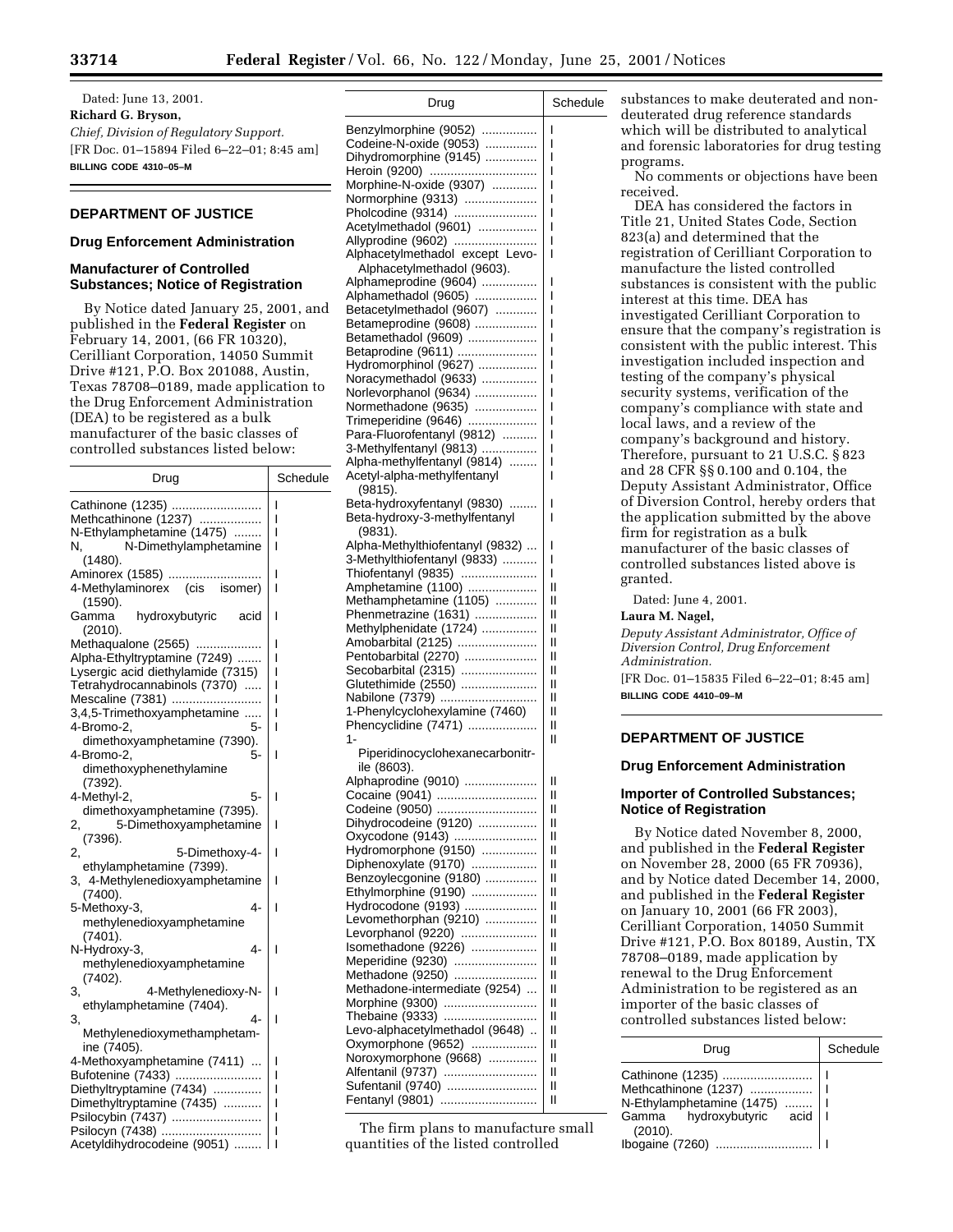Dated: June 13, 2001.

**Richard G. Bryson,**

*Chief, Division of Regulatory Support.*

[FR Doc. 01–15894 Filed 6–22–01; 8:45 am]

**BILLING CODE 4310–05–M**

## DEPARTMENT OF JUSTICE

### Drug Enforcement Administration

### Manufacturer of Controlled Substances; Notice of Registration

By Notice dated January 25, 2001, and published in the **Federal Register** on February 14, 2001, (66 FR 10320), Cerilliant Corporation, 14050 Summit Drive #121, P.O. Box 201088, Austin, Texas 78708–0189, made application to the Drug Enforcement Administration (DEA) to be registered as a bulk manufacturer of the basic classes of controlled substances listed below:

| Drug | Schedule |
|---|---|
| Cathinone (1235) | I |
| Methcathinone (1237) | I |
| N-Ethylamphetamine (1475) | I |
| N, N-Dimethylamphetamine (1480). | I |
| Aminorex (1585) | I |
| 4-Methylaminorex (cis isomer) (1590). | I |
| Gamma hydroxybutyric acid (2010). | I |
| Methaqualone (2565) | I |
| Alpha-Ethyltryptamine (7249) | I |
| Lysergic acid diethylamide (7315) | I |
| Tetrahydrocannabinols (7370) | I |
| Mescaline (7381) | I |
| 3,4,5-Trimethoxyamphetamine | I |
| 4-Bromo-2, 5-dimethoxyamphetamine (7390). | I |
| 4-Bromo-2, 5-dimethoxyphenethylamine (7392). | I |
| 4-Methyl-2, 5-dimethoxyamphetamine (7395). | I |
| 2, 5-Dimethoxyamphetamine (7396). | I |
| 2, 5-Dimethoxy-4-ethylamphetamine (7399). | I |
| 3, 4-Methylenedioxyamphetamine (7400). | I |
| 5-Methoxy-3, 4-methylenedioxyamphetamine (7401). | I |
| N-Hydroxy-3, 4-methylenedioxyamphetamine (7402). | I |
| 3, 4-Methylenedioxy-N-ethylamphetamine (7404). | I |
| 3, 4-Methylenedioxymethamphetamine (7405). | I |
| 4-Methoxyamphetamine (7411) | I |
| Bufotenine (7433) | I |
| Diethyltryptamine (7434) | I |
| Dimethyltryptamine (7435) | I |
| Psilocybin (7437) | I |
| Psilocyn (7438) | I |
| Acetyldihydrocodeine (9051) | I |
| Benzylmorphine (9052) | I |
| Codeine-N-oxide (9053) | I |
| Dihydromorphine (9145) | I |
| Heroin (9200) | I |
| Morphine-N-oxide (9307) | I |
| Normorphine (9313) | I |
| Pholcodine (9314) | I |
| Acetylmethadol (9601) | I |
| Allyprodine (9602) | I |
| Alphacetylmethadol except Levo-Alphacetylmethadol (9603). | I |
| Alphameprodine (9604) | I |
| Alphamethadol (9605) | I |
| Betacetylmethadol (9607) | I |
| Betameprodine (9608) | I |
| Betamethadol (9609) | I |
| Betaprodine (9611) | I |
| Hydromorphinol (9627) | I |
| Noracymethadol (9633) | I |
| Norlevorphanol (9634) | I |
| Normethadone (9635) | I |
| Trimeperidine (9646) | I |
| Para-Fluorofentanyl (9812) | I |
| 3-Methylfentanyl (9813) | I |
| Alpha-methylfentanyl (9814) | I |
| Acetyl-alpha-methylfentanyl (9815). | I |
| Beta-hydroxyfentanyl (9830) | I |
| Beta-hydroxy-3-methylfentanyl (9831). | I |
| Alpha-Methylthiofentanyl (9832) | I |
| 3-Methylthiofentanyl (9833) | I |
| Thiofentanyl (9835) | I |
| Amphetamine (1100) | II |
| Methamphetamine (1105) | II |
| Phenmetrazine (1631) | II |
| Methylphenidate (1724) | II |
| Amobarbital (2125) | II |
| Pentobarbital (2270) | II |
| Secobarbital (2315) | II |
| Glutethimide (2550) | II |
| Nabilone (7379) | II |
| 1-Phenylcyclohexylamine (7460) | II |
| Phencyclidine (7471) | II |
| 1-Piperidinocyclohexanecarbonitrile (8603). | II |
| Alphaprodine (9010) | II |
| Cocaine (9041) | II |
| Codeine (9050) | II |
| Dihydrocodeine (9120) | II |
| Oxycodone (9143) | II |
| Hydromorphone (9150) | II |
| Diphenoxylate (9170) | II |
| Benzoylecgonine (9180) | II |
| Ethylmorphine (9190) | II |
| Hydrocodone (9193) | II |
| Levomethorphan (9210) | II |
| Levorphanol (9220) | II |
| Isomethadone (9226) | II |
| Meperidine (9230) | II |
| Methadone (9250) | II |
| Methadone-intermediate (9254) | II |
| Morphine (9300) | II |
| Thebaine (9333) | II |
| Levo-alphacetylmethadol (9648) | II |
| Oxymorphone (9652) | II |
| Noroxymorphone (9668) | II |
| Alfentanil (9737) | II |
| Sufentanil (9740) | II |
| Fentanyl (9801) | II |

The firm plans to manufacture small quantities of the listed controlled substances to make deuterated and non-deuterated drug reference standards which will be distributed to analytical and forensic laboratories for drug testing programs.

No comments or objections have been received.

DEA has considered the factors in Title 21, United States Code, Section 823(a) and determined that the registration of Cerilliant Corporation to manufacture the listed controlled substances is consistent with the public interest at this time. DEA has investigated Cerilliant Corporation to ensure that the company's registration is consistent with the public interest. This investigation included inspection and testing of the company's physical security systems, verification of the company's compliance with state and local laws, and a review of the company's background and history. Therefore, pursuant to 21 U.S.C. § 823 and 28 CFR §§ 0.100 and 0.104, the Deputy Assistant Administrator, Office of Diversion Control, hereby orders that the application submitted by the above firm for registration as a bulk manufacturer of the basic classes of controlled substances listed above is granted.

Dated: June 4, 2001.

**Laura M. Nagel,**

*Deputy Assistant Administrator, Office of Diversion Control, Drug Enforcement Administration.*

[FR Doc. 01–15835 Filed 6–22–01; 8:45 am]

**BILLING CODE 4410–09–M**

## DEPARTMENT OF JUSTICE

### Drug Enforcement Administration

### Importer of Controlled Substances; Notice of Registration

By Notice dated November 8, 2000, and published in the **Federal Register** on November 28, 2000 (65 FR 70936), and by Notice dated December 14, 2000, and published in the **Federal Register** on January 10, 2001 (66 FR 2003), Cerilliant Corporation, 14050 Summit Drive #121, P.O. Box 80189, Austin, TX 78708–0189, made application by renewal to the Drug Enforcement Administration to be registered as an importer of the basic classes of controlled substances listed below:

| Drug | Schedule |
|---|---|
| Cathinone (1235) | I |
| Methcathinone (1237) | I |
| N-Ethylamphetamine (1475) | I |
| Gamma hydroxybutyric acid (2010). | I |
| Ibogaine (7260) | I |